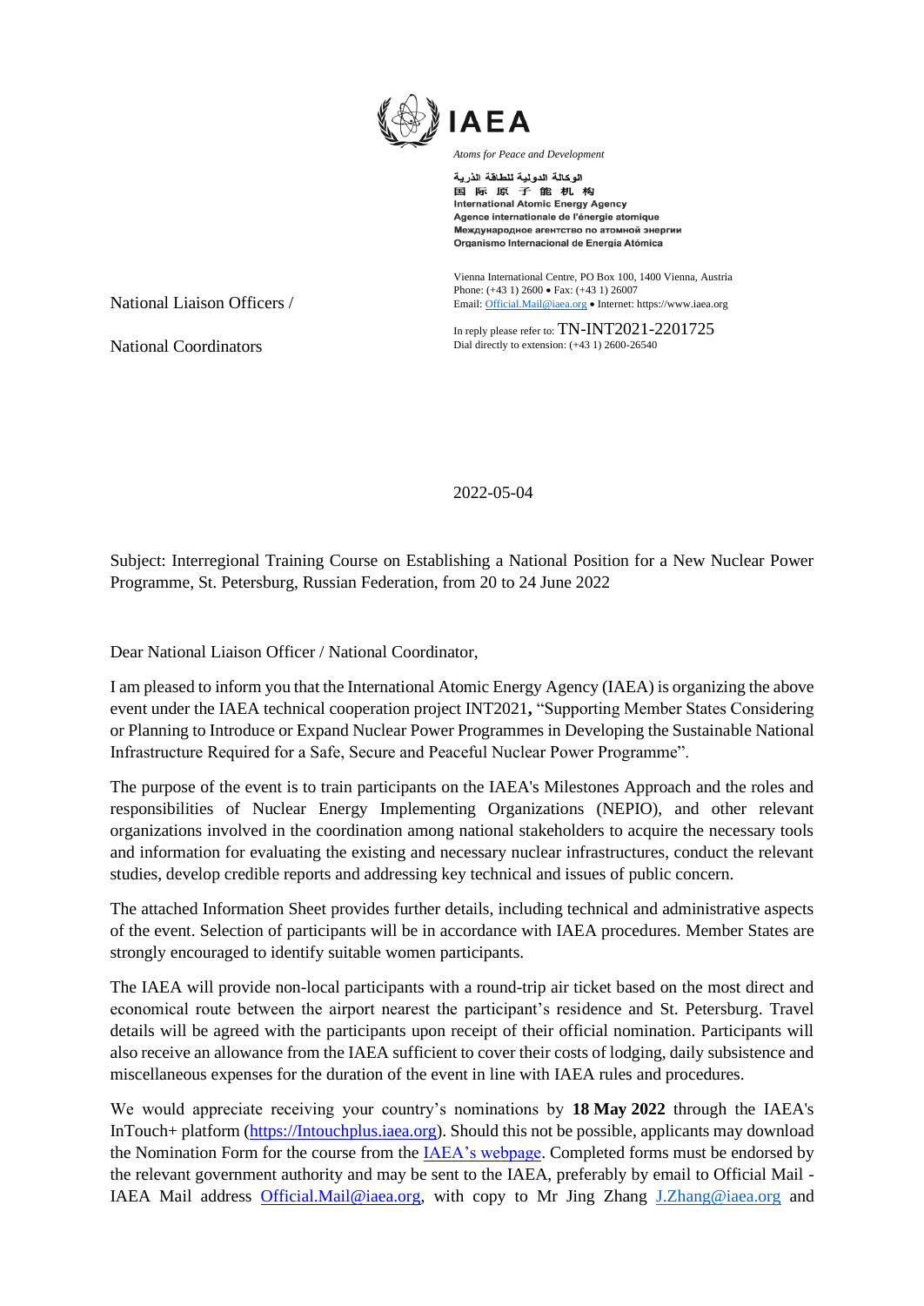IAEA

*Atoms for Peace and Development*

الوكالة الدولية للطاقة الذرية
国际原子能机构
International Atomic Energy Agency
Agence internationale de l'énergie atomique
Международное агентство по атомной энергии
Organismo Internacional de Energía Atómica

Vienna International Centre, PO Box 100, 1400 Vienna, Austria
Phone: (+43 1) 2600 • Fax: (+43 1) 26007
Email: Official.Mail@iaea.org • Internet: https://www.iaea.org

National Liaison Officers /

National Coordinators

In reply please refer to: TN-INT2021-2201725
Dial directly to extension: (+43 1) 2600-26540

2022-05-04

Subject: Interregional Training Course on Establishing a National Position for a New Nuclear Power Programme, St. Petersburg, Russian Federation, from 20 to 24 June 2022

Dear National Liaison Officer / National Coordinator,

I am pleased to inform you that the International Atomic Energy Agency (IAEA) is organizing the above event under the IAEA technical cooperation project INT2021, "Supporting Member States Considering or Planning to Introduce or Expand Nuclear Power Programmes in Developing the Sustainable National Infrastructure Required for a Safe, Secure and Peaceful Nuclear Power Programme".

The purpose of the event is to train participants on the IAEA's Milestones Approach and the roles and responsibilities of Nuclear Energy Implementing Organizations (NEPIO), and other relevant organizations involved in the coordination among national stakeholders to acquire the necessary tools and information for evaluating the existing and necessary nuclear infrastructures, conduct the relevant studies, develop credible reports and addressing key technical and issues of public concern.

The attached Information Sheet provides further details, including technical and administrative aspects of the event. Selection of participants will be in accordance with IAEA procedures. Member States are strongly encouraged to identify suitable women participants.

The IAEA will provide non-local participants with a round-trip air ticket based on the most direct and economical route between the airport nearest the participant's residence and St. Petersburg. Travel details will be agreed with the participants upon receipt of their official nomination. Participants will also receive an allowance from the IAEA sufficient to cover their costs of lodging, daily subsistence and miscellaneous expenses for the duration of the event in line with IAEA rules and procedures.

We would appreciate receiving your country's nominations by **18 May 2022** through the IAEA's InTouch+ platform (https://Intouchplus.iaea.org). Should this not be possible, applicants may download the Nomination Form for the course from the IAEA's webpage. Completed forms must be endorsed by the relevant government authority and may be sent to the IAEA, preferably by email to Official Mail - IAEA Mail address Official.Mail@iaea.org, with copy to Mr Jing Zhang J.Zhang@iaea.org and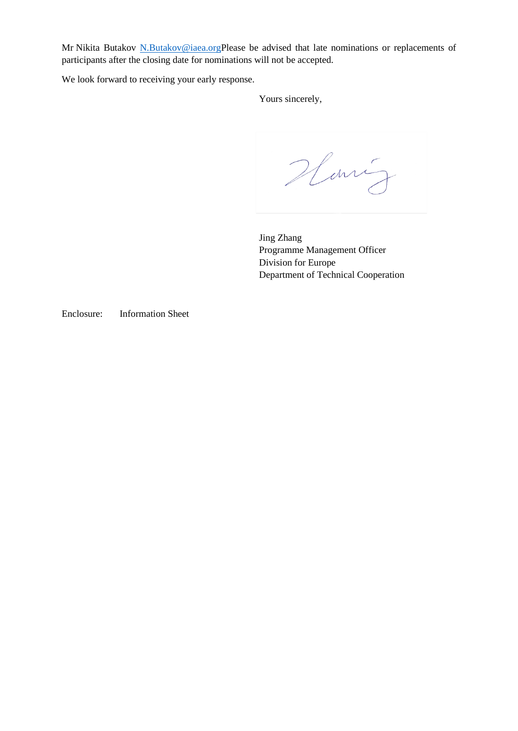Mr Nikita Butakov [N.Butakov@iaea.org](mailto:N.Butakov@iaea.org)Please be advised that late nominations or replacements of participants after the closing date for nominations will not be accepted.

We look forward to receiving your early response.

Yours sincerely,

Jing Zhang
Programme Management Officer
Division for Europe
Department of Technical Cooperation

Enclosure: Information Sheet